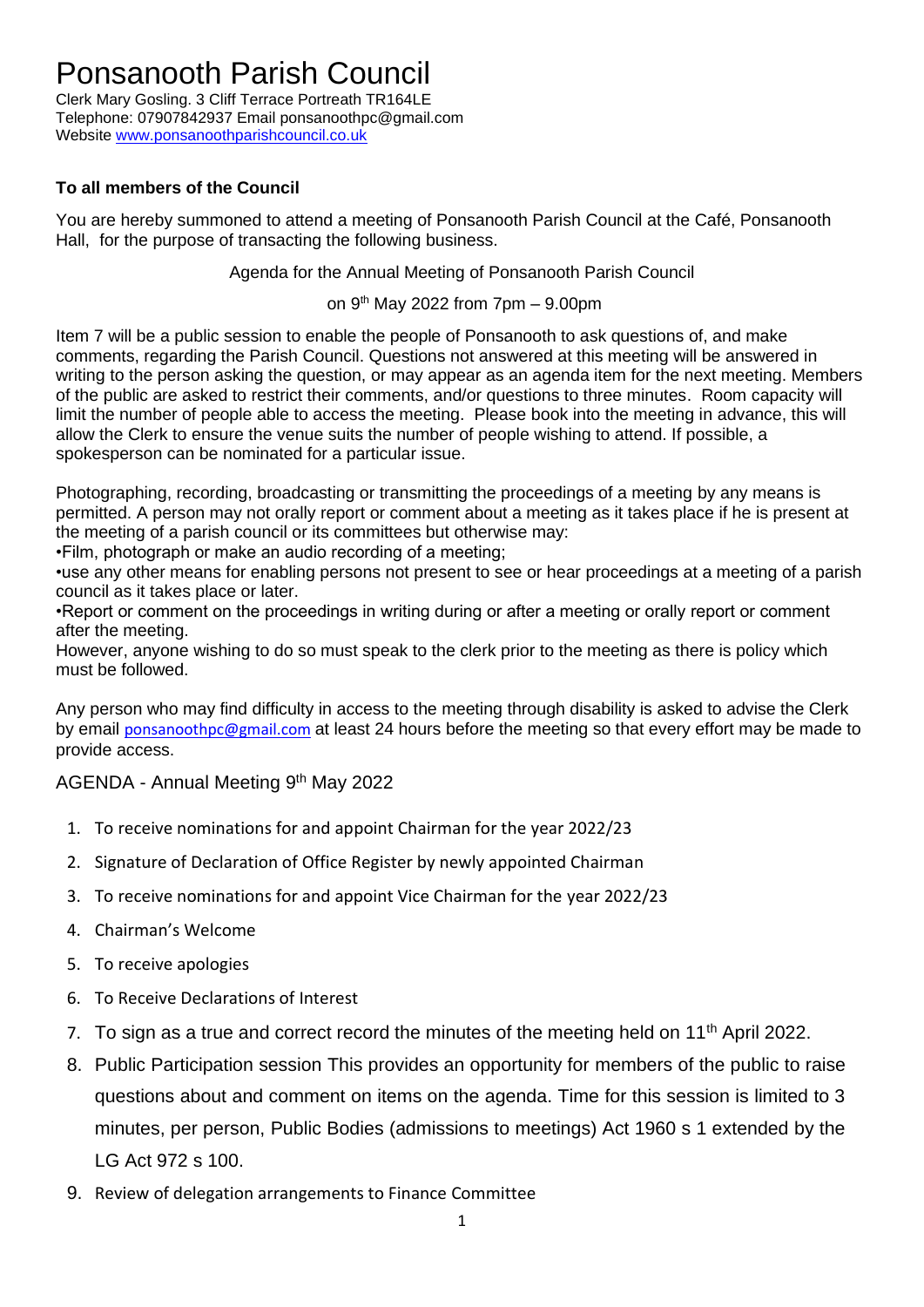# Ponsanooth Parish Council

Clerk Mary Gosling. 3 Cliff Terrace Portreath TR164LE
Telephone: 07907842937 Email ponsanoothpc@gmail.com
Website www.ponsanoothparishcouncil.co.uk

**To all members of the Council**

You are hereby summoned to attend a meeting of Ponsanooth Parish Council at the Café, Ponsanooth Hall, for the purpose of transacting the following business.

Agenda for the Annual Meeting of Ponsanooth Parish Council

on 9th May 2022 from 7pm – 9.00pm

Item 7 will be a public session to enable the people of Ponsanooth to ask questions of, and make comments, regarding the Parish Council. Questions not answered at this meeting will be answered in writing to the person asking the question, or may appear as an agenda item for the next meeting. Members of the public are asked to restrict their comments, and/or questions to three minutes. Room capacity will limit the number of people able to access the meeting. Please book into the meeting in advance, this will allow the Clerk to ensure the venue suits the number of people wishing to attend. If possible, a spokesperson can be nominated for a particular issue.

Photographing, recording, broadcasting or transmitting the proceedings of a meeting by any means is permitted. A person may not orally report or comment about a meeting as it takes place if he is present at the meeting of a parish council or its committees but otherwise may:

- Film, photograph or make an audio recording of a meeting;
- use any other means for enabling persons not present to see or hear proceedings at a meeting of a parish council as it takes place or later.
- Report or comment on the proceedings in writing during or after a meeting or orally report or comment after the meeting.

However, anyone wishing to do so must speak to the clerk prior to the meeting as there is policy which must be followed.

Any person who may find difficulty in access to the meeting through disability is asked to advise the Clerk by email ponsanoothpc@gmail.com at least 24 hours before the meeting so that every effort may be made to provide access.

## AGENDA - Annual Meeting 9th May 2022

1. To receive nominations for and appoint Chairman for the year 2022/23
2. Signature of Declaration of Office Register by newly appointed Chairman
3. To receive nominations for and appoint Vice Chairman for the year 2022/23
4. Chairman's Welcome
5. To receive apologies
6. To Receive Declarations of Interest
7. To sign as a true and correct record the minutes of the meeting held on 11th April 2022.
8. Public Participation session This provides an opportunity for members of the public to raise questions about and comment on items on the agenda. Time for this session is limited to 3 minutes, per person, Public Bodies (admissions to meetings) Act 1960 s 1 extended by the LG Act 972 s 100.
9. Review of delegation arrangements to Finance Committee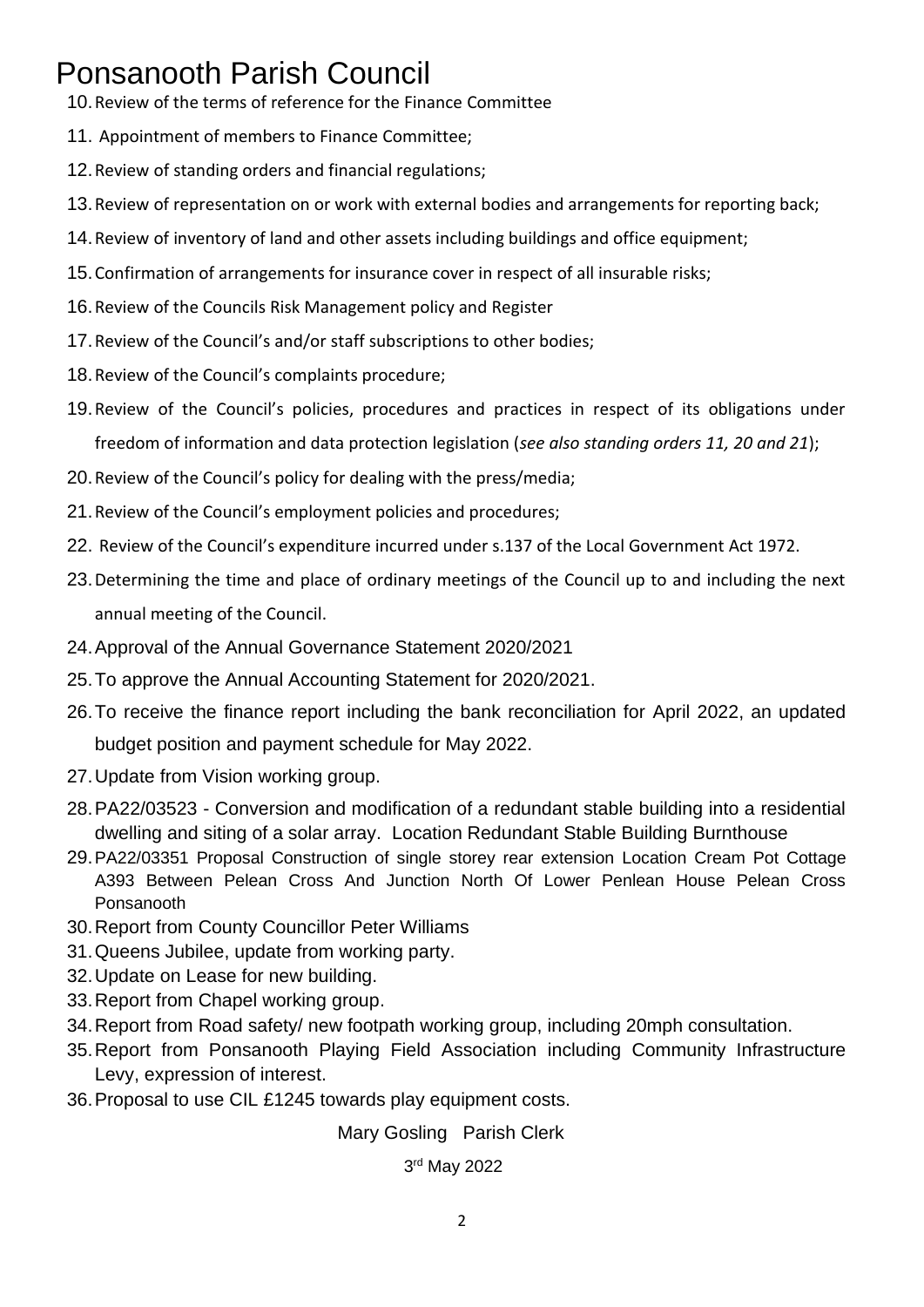# Ponsanooth Parish Council

10. Review of the terms of reference for the Finance Committee
11. Appointment of members to Finance Committee;
12. Review of standing orders and financial regulations;
13. Review of representation on or work with external bodies and arrangements for reporting back;
14. Review of inventory of land and other assets including buildings and office equipment;
15. Confirmation of arrangements for insurance cover in respect of all insurable risks;
16. Review of the Councils Risk Management policy and Register
17. Review of the Council's and/or staff subscriptions to other bodies;
18. Review of the Council's complaints procedure;
19. Review of the Council's policies, procedures and practices in respect of its obligations under freedom of information and data protection legislation (*see also standing orders 11, 20 and 21*);
20. Review of the Council's policy for dealing with the press/media;
21. Review of the Council's employment policies and procedures;
22. Review of the Council's expenditure incurred under s.137 of the Local Government Act 1972.
23. Determining the time and place of ordinary meetings of the Council up to and including the next annual meeting of the Council.
24. Approval of the Annual Governance Statement 2020/2021
25. To approve the Annual Accounting Statement for 2020/2021.
26. To receive the finance report including the bank reconciliation for April 2022, an updated budget position and payment schedule for May 2022.
27. Update from Vision working group.
28. PA22/03523 - Conversion and modification of a redundant stable building into a residential dwelling and siting of a solar array. Location Redundant Stable Building Burnthouse
29. PA22/03351 Proposal Construction of single storey rear extension Location Cream Pot Cottage A393 Between Pelean Cross And Junction North Of Lower Penlean House Pelean Cross Ponsanooth
30. Report from County Councillor Peter Williams
31. Queens Jubilee, update from working party.
32. Update on Lease for new building.
33. Report from Chapel working group.
34. Report from Road safety/ new footpath working group, including 20mph consultation.
35. Report from Ponsanooth Playing Field Association including Community Infrastructure Levy, expression of interest.
36. Proposal to use CIL £1245 towards play equipment costs.

Mary Gosling Parish Clerk

3rd May 2022